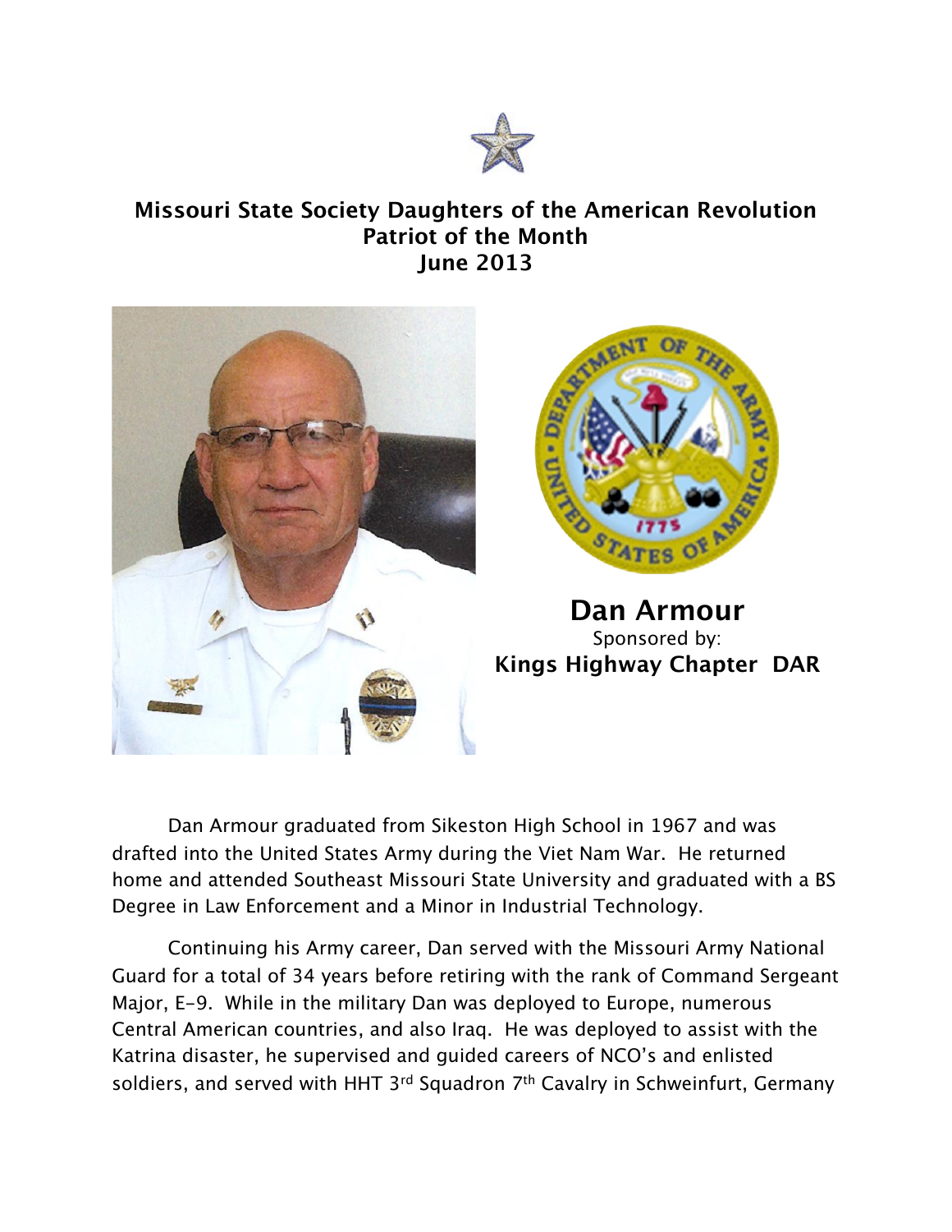# Missouri State Society Daughters of the American Revolution
## Patriot of the Month
## June 2013

**Dan Armour**
Sponsored by:
**Kings Highway Chapter DAR**

Dan Armour graduated from Sikeston High School in 1967 and was drafted into the United States Army during the Viet Nam War. He returned home and attended Southeast Missouri State University and graduated with a BS Degree in Law Enforcement and a Minor in Industrial Technology.

Continuing his Army career, Dan served with the Missouri Army National Guard for a total of 34 years before retiring with the rank of Command Sergeant Major, E-9. While in the military Dan was deployed to Europe, numerous Central American countries, and also Iraq. He was deployed to assist with the Katrina disaster, he supervised and guided careers of NCO's and enlisted soldiers, and served with HHT 3rd Squadron 7th Cavalry in Schweinfurt, Germany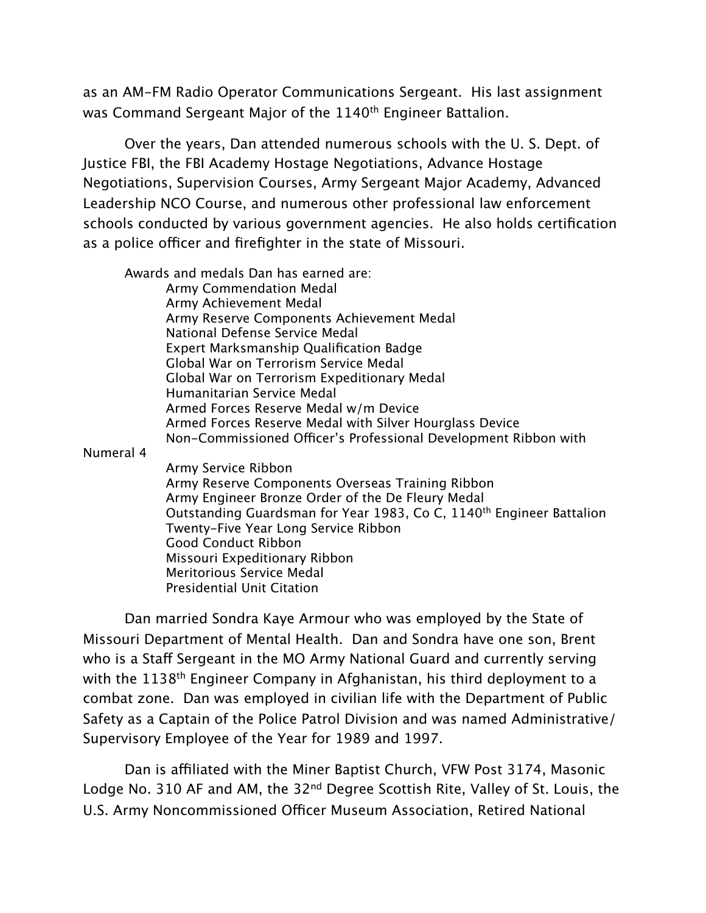as an AM-FM Radio Operator Communications Sergeant. His last assignment was Command Sergeant Major of the 1140th Engineer Battalion.

Over the years, Dan attended numerous schools with the U. S. Dept. of Justice FBI, the FBI Academy Hostage Negotiations, Advance Hostage Negotiations, Supervision Courses, Army Sergeant Major Academy, Advanced Leadership NCO Course, and numerous other professional law enforcement schools conducted by various government agencies. He also holds certification as a police officer and firefighter in the state of Missouri.

Awards and medals Dan has earned are:

- Army Commendation Medal
- Army Achievement Medal
- Army Reserve Components Achievement Medal
- National Defense Service Medal
- Expert Marksmanship Qualification Badge
- Global War on Terrorism Service Medal
- Global War on Terrorism Expeditionary Medal
- Humanitarian Service Medal
- Armed Forces Reserve Medal w/m Device
- Armed Forces Reserve Medal with Silver Hourglass Device
- Non-Commissioned Officer's Professional Development Ribbon with Numeral 4
- Army Service Ribbon
- Army Reserve Components Overseas Training Ribbon
- Army Engineer Bronze Order of the De Fleury Medal
- Outstanding Guardsman for Year 1983, Co C, 1140th Engineer Battalion
- Twenty-Five Year Long Service Ribbon
- Good Conduct Ribbon
- Missouri Expeditionary Ribbon
- Meritorious Service Medal
- Presidential Unit Citation

Dan married Sondra Kaye Armour who was employed by the State of Missouri Department of Mental Health. Dan and Sondra have one son, Brent who is a Staff Sergeant in the MO Army National Guard and currently serving with the 1138th Engineer Company in Afghanistan, his third deployment to a combat zone. Dan was employed in civilian life with the Department of Public Safety as a Captain of the Police Patrol Division and was named Administrative/ Supervisory Employee of the Year for 1989 and 1997.

Dan is affiliated with the Miner Baptist Church, VFW Post 3174, Masonic Lodge No. 310 AF and AM, the 32nd Degree Scottish Rite, Valley of St. Louis, the U.S. Army Noncommissioned Officer Museum Association, Retired National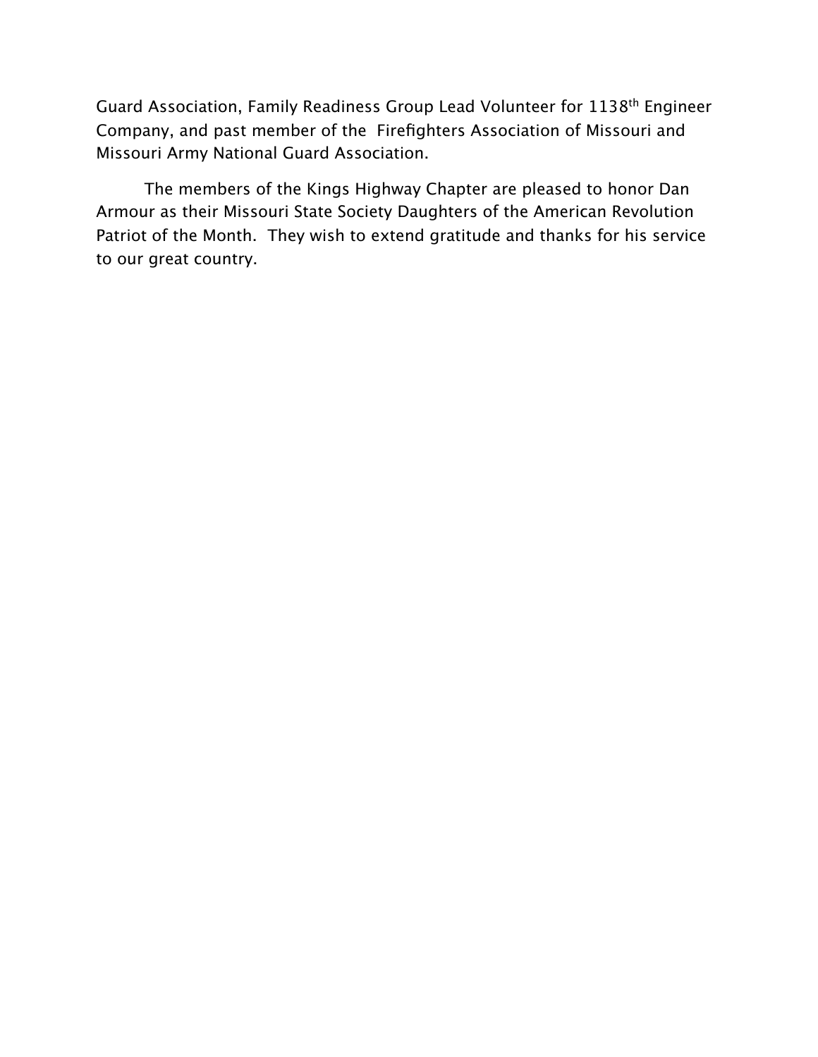Guard Association, Family Readiness Group Lead Volunteer for 1138th Engineer Company, and past member of the Firefighters Association of Missouri and Missouri Army National Guard Association.

The members of the Kings Highway Chapter are pleased to honor Dan Armour as their Missouri State Society Daughters of the American Revolution Patriot of the Month. They wish to extend gratitude and thanks for his service to our great country.